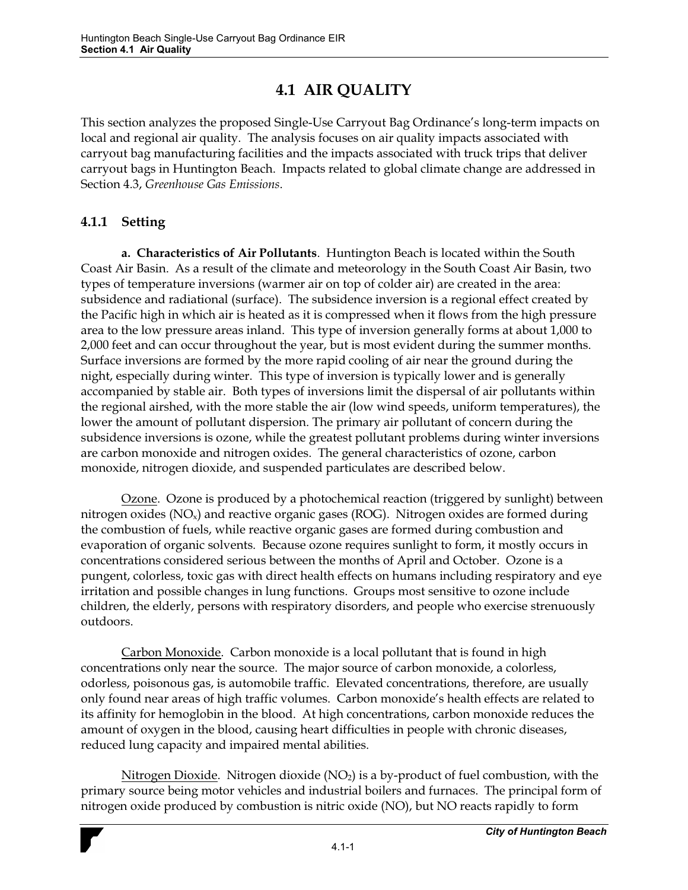# 4.1 AIR QUALITY

This section analyzes the proposed Single-Use Carryout Bag Ordinance's long-term impacts on local and regional air quality. The analysis focuses on air quality impacts associated with carryout bag manufacturing facilities and the impacts associated with truck trips that deliver carryout bags in Huntington Beach. Impacts related to global climate change are addressed in Section 4.3, *Greenhouse Gas Emissions*.

## 4.1.1 Setting

**a. Characteristics of Air Pollutants**. Huntington Beach is located within the South Coast Air Basin. As a result of the climate and meteorology in the South Coast Air Basin, two types of temperature inversions (warmer air on top of colder air) are created in the area: subsidence and radiational (surface). The subsidence inversion is a regional effect created by the Pacific high in which air is heated as it is compressed when it flows from the high pressure area to the low pressure areas inland. This type of inversion generally forms at about 1,000 to 2,000 feet and can occur throughout the year, but is most evident during the summer months. Surface inversions are formed by the more rapid cooling of air near the ground during the night, especially during winter. This type of inversion is typically lower and is generally accompanied by stable air. Both types of inversions limit the dispersal of air pollutants within the regional airshed, with the more stable the air (low wind speeds, uniform temperatures), the lower the amount of pollutant dispersion. The primary air pollutant of concern during the subsidence inversions is ozone, while the greatest pollutant problems during winter inversions are carbon monoxide and nitrogen oxides. The general characteristics of ozone, carbon monoxide, nitrogen dioxide, and suspended particulates are described below.

Ozone. Ozone is produced by a photochemical reaction (triggered by sunlight) between nitrogen oxides ($NO_x$) and reactive organic gases (ROG). Nitrogen oxides are formed during the combustion of fuels, while reactive organic gases are formed during combustion and evaporation of organic solvents. Because ozone requires sunlight to form, it mostly occurs in concentrations considered serious between the months of April and October. Ozone is a pungent, colorless, toxic gas with direct health effects on humans including respiratory and eye irritation and possible changes in lung functions. Groups most sensitive to ozone include children, the elderly, persons with respiratory disorders, and people who exercise strenuously outdoors.

Carbon Monoxide. Carbon monoxide is a local pollutant that is found in high concentrations only near the source. The major source of carbon monoxide, a colorless, odorless, poisonous gas, is automobile traffic. Elevated concentrations, therefore, are usually only found near areas of high traffic volumes. Carbon monoxide's health effects are related to its affinity for hemoglobin in the blood. At high concentrations, carbon monoxide reduces the amount of oxygen in the blood, causing heart difficulties in people with chronic diseases, reduced lung capacity and impaired mental abilities.

Nitrogen Dioxide. Nitrogen dioxide ($NO_2$) is a by-product of fuel combustion, with the primary source being motor vehicles and industrial boilers and furnaces. The principal form of nitrogen oxide produced by combustion is nitric oxide (NO), but NO reacts rapidly to form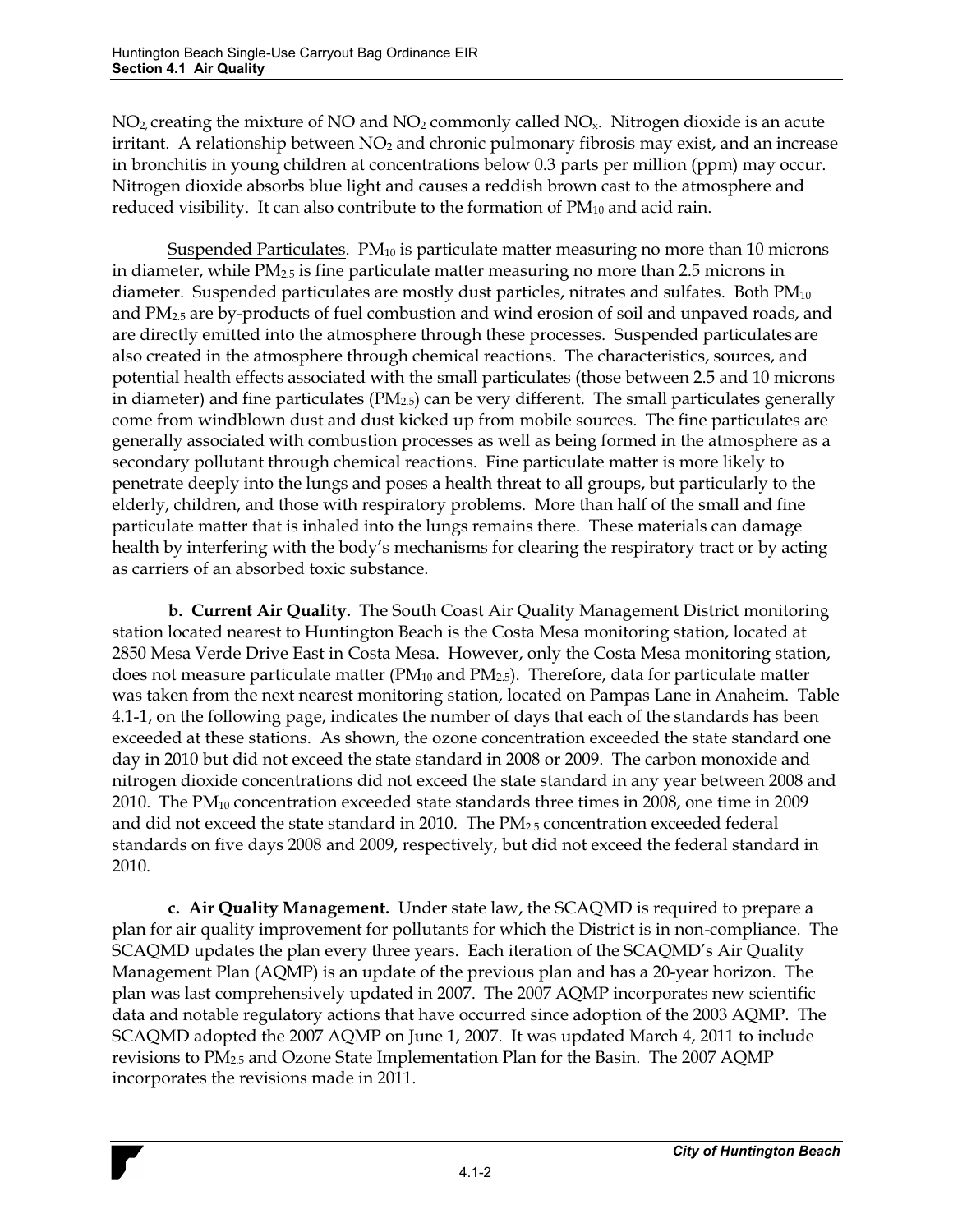$NO_2$, creating the mixture of NO and $NO_2$ commonly called $NO_x$. Nitrogen dioxide is an acute irritant. A relationship between $NO_2$ and chronic pulmonary fibrosis may exist, and an increase in bronchitis in young children at concentrations below 0.3 parts per million (ppm) may occur. Nitrogen dioxide absorbs blue light and causes a reddish brown cast to the atmosphere and reduced visibility. It can also contribute to the formation of $PM_{10}$ and acid rain.

Suspended Particulates. $PM_{10}$ is particulate matter measuring no more than 10 microns in diameter, while $PM_{2.5}$ is fine particulate matter measuring no more than 2.5 microns in diameter. Suspended particulates are mostly dust particles, nitrates and sulfates. Both $PM_{10}$ and $PM_{2.5}$ are by-products of fuel combustion and wind erosion of soil and unpaved roads, and are directly emitted into the atmosphere through these processes. Suspended particulates are also created in the atmosphere through chemical reactions. The characteristics, sources, and potential health effects associated with the small particulates (those between 2.5 and 10 microns in diameter) and fine particulates ($PM_{2.5}$) can be very different. The small particulates generally come from windblown dust and dust kicked up from mobile sources. The fine particulates are generally associated with combustion processes as well as being formed in the atmosphere as a secondary pollutant through chemical reactions. Fine particulate matter is more likely to penetrate deeply into the lungs and poses a health threat to all groups, but particularly to the elderly, children, and those with respiratory problems. More than half of the small and fine particulate matter that is inhaled into the lungs remains there. These materials can damage health by interfering with the body's mechanisms for clearing the respiratory tract or by acting as carriers of an absorbed toxic substance.

**b. Current Air Quality.** The South Coast Air Quality Management District monitoring station located nearest to Huntington Beach is the Costa Mesa monitoring station, located at 2850 Mesa Verde Drive East in Costa Mesa. However, only the Costa Mesa monitoring station, does not measure particulate matter ($PM_{10}$ and $PM_{2.5}$). Therefore, data for particulate matter was taken from the next nearest monitoring station, located on Pampas Lane in Anaheim. Table 4.1-1, on the following page, indicates the number of days that each of the standards has been exceeded at these stations. As shown, the ozone concentration exceeded the state standard one day in 2010 but did not exceed the state standard in 2008 or 2009. The carbon monoxide and nitrogen dioxide concentrations did not exceed the state standard in any year between 2008 and 2010. The $PM_{10}$ concentration exceeded state standards three times in 2008, one time in 2009 and did not exceed the state standard in 2010. The $PM_{2.5}$ concentration exceeded federal standards on five days 2008 and 2009, respectively, but did not exceed the federal standard in 2010.

**c. Air Quality Management.** Under state law, the SCAQMD is required to prepare a plan for air quality improvement for pollutants for which the District is in non-compliance. The SCAQMD updates the plan every three years. Each iteration of the SCAQMD's Air Quality Management Plan (AQMP) is an update of the previous plan and has a 20-year horizon. The plan was last comprehensively updated in 2007. The 2007 AQMP incorporates new scientific data and notable regulatory actions that have occurred since adoption of the 2003 AQMP. The SCAQMD adopted the 2007 AQMP on June 1, 2007. It was updated March 4, 2011 to include revisions to $PM_{2.5}$ and Ozone State Implementation Plan for the Basin. The 2007 AQMP incorporates the revisions made in 2011.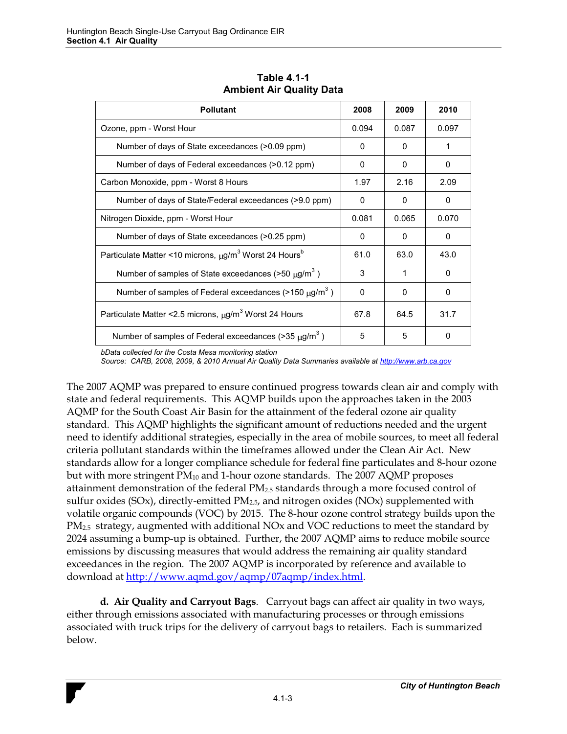**Table 4.1-1**
**Ambient Air Quality Data**

| Pollutant | 2008 | 2009 | 2010 |
|---|---|---|---|
| Ozone, ppm - Worst Hour | 0.094 | 0.087 | 0.097 |
| Number of days of State exceedances (>0.09 ppm) | 0 | 0 | 1 |
| Number of days of Federal exceedances (>0.12 ppm) | 0 | 0 | 0 |
| Carbon Monoxide, ppm - Worst 8 Hours | 1.97 | 2.16 | 2.09 |
| Number of days of State/Federal exceedances (>9.0 ppm) | 0 | 0 | 0 |
| Nitrogen Dioxide, ppm - Worst Hour | 0.081 | 0.065 | 0.070 |
| Number of days of State exceedances (>0.25 ppm) | 0 | 0 | 0 |
| Particulate Matter <10 microns, $\mu g/m^3$ Worst 24 Hours[b] | 61.0 | 63.0 | 43.0 |
| Number of samples of State exceedances (>50 $\mu g/m^3$ ) | 3 | 1 | 0 |
| Number of samples of Federal exceedances (>150 $\mu g/m^3$ ) | 0 | 0 | 0 |
| Particulate Matter <2.5 microns, $\mu g/m^3$ Worst 24 Hours | 67.8 | 64.5 | 31.7 |
| Number of samples of Federal exceedances (>35 $\mu g/m^3$ ) | 5 | 5 | 0 |

*bData collected for the Costa Mesa monitoring station*
*Source: CARB, 2008, 2009, & 2010 Annual Air Quality Data Summaries available at http://www.arb.ca.gov*

The 2007 AQMP was prepared to ensure continued progress towards clean air and comply with state and federal requirements. This AQMP builds upon the approaches taken in the 2003 AQMP for the South Coast Air Basin for the attainment of the federal ozone air quality standard. This AQMP highlights the significant amount of reductions needed and the urgent need to identify additional strategies, especially in the area of mobile sources, to meet all federal criteria pollutant standards within the timeframes allowed under the Clean Air Act. New standards allow for a longer compliance schedule for federal fine particulates and 8-hour ozone but with more stringent $PM_{10}$ and 1-hour ozone standards. The 2007 AQMP proposes attainment demonstration of the federal $PM_{2.5}$ standards through a more focused control of sulfur oxides (SOx), directly-emitted $PM_{2.5}$, and nitrogen oxides (NOx) supplemented with volatile organic compounds (VOC) by 2015. The 8-hour ozone control strategy builds upon the $PM_{2.5}$ strategy, augmented with additional NOx and VOC reductions to meet the standard by 2024 assuming a bump-up is obtained. Further, the 2007 AQMP aims to reduce mobile source emissions by discussing measures that would address the remaining air quality standard exceedances in the region. The 2007 AQMP is incorporated by reference and available to download at http://www.aqmd.gov/aqmp/07aqmp/index.html.

**d. Air Quality and Carryout Bags**. Carryout bags can affect air quality in two ways, either through emissions associated with manufacturing processes or through emissions associated with truck trips for the delivery of carryout bags to retailers. Each is summarized below.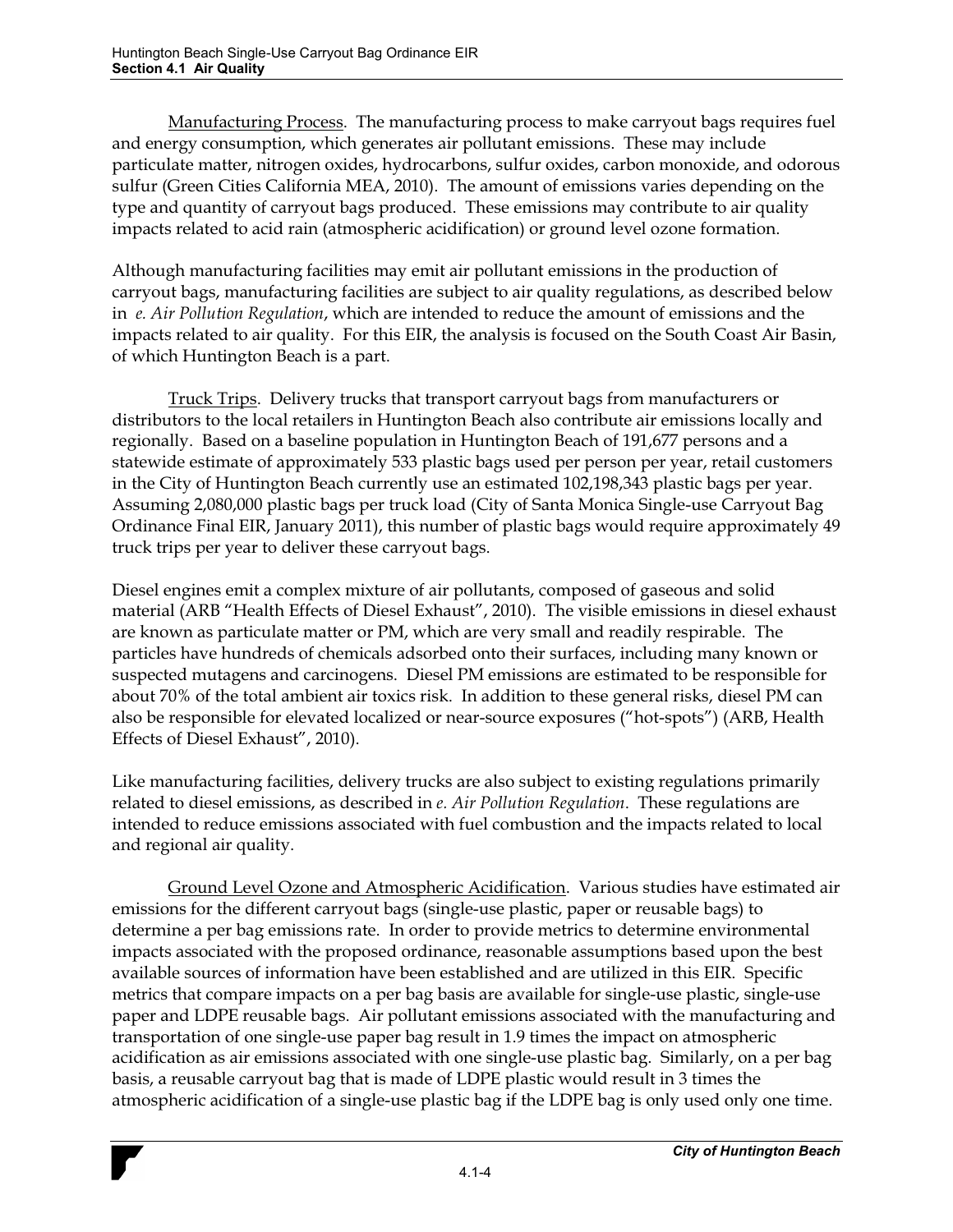Manufacturing Process. The manufacturing process to make carryout bags requires fuel and energy consumption, which generates air pollutant emissions. These may include particulate matter, nitrogen oxides, hydrocarbons, sulfur oxides, carbon monoxide, and odorous sulfur (Green Cities California MEA, 2010). The amount of emissions varies depending on the type and quantity of carryout bags produced. These emissions may contribute to air quality impacts related to acid rain (atmospheric acidification) or ground level ozone formation.

Although manufacturing facilities may emit air pollutant emissions in the production of carryout bags, manufacturing facilities are subject to air quality regulations, as described below in *e. Air Pollution Regulation*, which are intended to reduce the amount of emissions and the impacts related to air quality. For this EIR, the analysis is focused on the South Coast Air Basin, of which Huntington Beach is a part.

Truck Trips. Delivery trucks that transport carryout bags from manufacturers or distributors to the local retailers in Huntington Beach also contribute air emissions locally and regionally. Based on a baseline population in Huntington Beach of 191,677 persons and a statewide estimate of approximately 533 plastic bags used per person per year, retail customers in the City of Huntington Beach currently use an estimated 102,198,343 plastic bags per year. Assuming 2,080,000 plastic bags per truck load (City of Santa Monica Single-use Carryout Bag Ordinance Final EIR, January 2011), this number of plastic bags would require approximately 49 truck trips per year to deliver these carryout bags.

Diesel engines emit a complex mixture of air pollutants, composed of gaseous and solid material (ARB "Health Effects of Diesel Exhaust", 2010). The visible emissions in diesel exhaust are known as particulate matter or PM, which are very small and readily respirable. The particles have hundreds of chemicals adsorbed onto their surfaces, including many known or suspected mutagens and carcinogens. Diesel PM emissions are estimated to be responsible for about 70% of the total ambient air toxics risk. In addition to these general risks, diesel PM can also be responsible for elevated localized or near-source exposures ("hot-spots") (ARB, Health Effects of Diesel Exhaust", 2010).

Like manufacturing facilities, delivery trucks are also subject to existing regulations primarily related to diesel emissions, as described in *e. Air Pollution Regulation*. These regulations are intended to reduce emissions associated with fuel combustion and the impacts related to local and regional air quality.

Ground Level Ozone and Atmospheric Acidification. Various studies have estimated air emissions for the different carryout bags (single-use plastic, paper or reusable bags) to determine a per bag emissions rate. In order to provide metrics to determine environmental impacts associated with the proposed ordinance, reasonable assumptions based upon the best available sources of information have been established and are utilized in this EIR. Specific metrics that compare impacts on a per bag basis are available for single-use plastic, single-use paper and LDPE reusable bags. Air pollutant emissions associated with the manufacturing and transportation of one single-use paper bag result in 1.9 times the impact on atmospheric acidification as air emissions associated with one single-use plastic bag. Similarly, on a per bag basis, a reusable carryout bag that is made of LDPE plastic would result in 3 times the atmospheric acidification of a single-use plastic bag if the LDPE bag is only used only one time.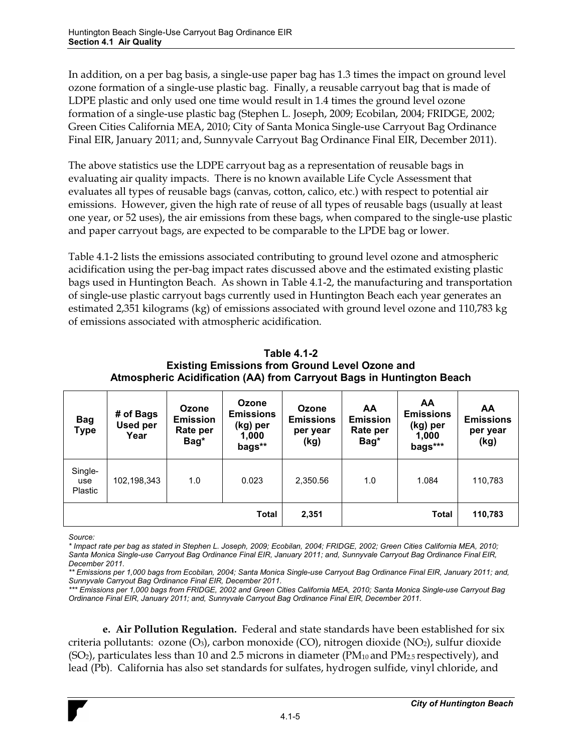In addition, on a per bag basis, a single-use paper bag has 1.3 times the impact on ground level ozone formation of a single-use plastic bag. Finally, a reusable carryout bag that is made of LDPE plastic and only used one time would result in 1.4 times the ground level ozone formation of a single-use plastic bag (Stephen L. Joseph, 2009; Ecobilan, 2004; FRIDGE, 2002; Green Cities California MEA, 2010; City of Santa Monica Single-use Carryout Bag Ordinance Final EIR, January 2011; and, Sunnyvale Carryout Bag Ordinance Final EIR, December 2011).

The above statistics use the LDPE carryout bag as a representation of reusable bags in evaluating air quality impacts. There is no known available Life Cycle Assessment that evaluates all types of reusable bags (canvas, cotton, calico, etc.) with respect to potential air emissions. However, given the high rate of reuse of all types of reusable bags (usually at least one year, or 52 uses), the air emissions from these bags, when compared to the single-use plastic and paper carryout bags, are expected to be comparable to the LPDE bag or lower.

Table 4.1-2 lists the emissions associated contributing to ground level ozone and atmospheric acidification using the per-bag impact rates discussed above and the estimated existing plastic bags used in Huntington Beach. As shown in Table 4.1-2, the manufacturing and transportation of single-use plastic carryout bags currently used in Huntington Beach each year generates an estimated 2,351 kilograms (kg) of emissions associated with ground level ozone and 110,783 kg of emissions associated with atmospheric acidification.

**Table 4.1-2**
**Existing Emissions from Ground Level Ozone and Atmospheric Acidification (AA) from Carryout Bags in Huntington Beach**

| Bag Type | # of Bags Used per Year | Ozone Emission Rate per Bag* | Ozone Emissions (kg) per 1,000 bags** | Ozone Emissions per year (kg) | AA Emission Rate per Bag* | AA Emissions (kg) per 1,000 bags*** | AA Emissions per year (kg) |
|---|---|---|---|---|---|---|---|
| Single-use Plastic | 102,198,343 | 1.0 | 0.023 | 2,350.56 | 1.0 | 1.084 | 110,783 |
| | | | **Total** | **2,351** | | **Total** | **110,783** |

*Source:*

*\* Impact rate per bag as stated in Stephen L. Joseph, 2009; Ecobilan, 2004; FRIDGE, 2002; Green Cities California MEA, 2010; Santa Monica Single-use Carryout Bag Ordinance Final EIR, January 2011; and, Sunnyvale Carryout Bag Ordinance Final EIR, December 2011.*

*\*\* Emissions per 1,000 bags from Ecobilan, 2004; Santa Monica Single-use Carryout Bag Ordinance Final EIR, January 2011; and, Sunnyvale Carryout Bag Ordinance Final EIR, December 2011.*

*\*\*\* Emissions per 1,000 bags from FRIDGE, 2002 and Green Cities California MEA, 2010; Santa Monica Single-use Carryout Bag Ordinance Final EIR, January 2011; and, Sunnyvale Carryout Bag Ordinance Final EIR, December 2011.*

**e. Air Pollution Regulation.** Federal and state standards have been established for six criteria pollutants: ozone ($O_3$), carbon monoxide (CO), nitrogen dioxide ($NO_2$), sulfur dioxide ($SO_2$), particulates less than 10 and 2.5 microns in diameter ($PM_{10}$ and $PM_{2.5}$ respectively), and lead (Pb). California has also set standards for sulfates, hydrogen sulfide, vinyl chloride, and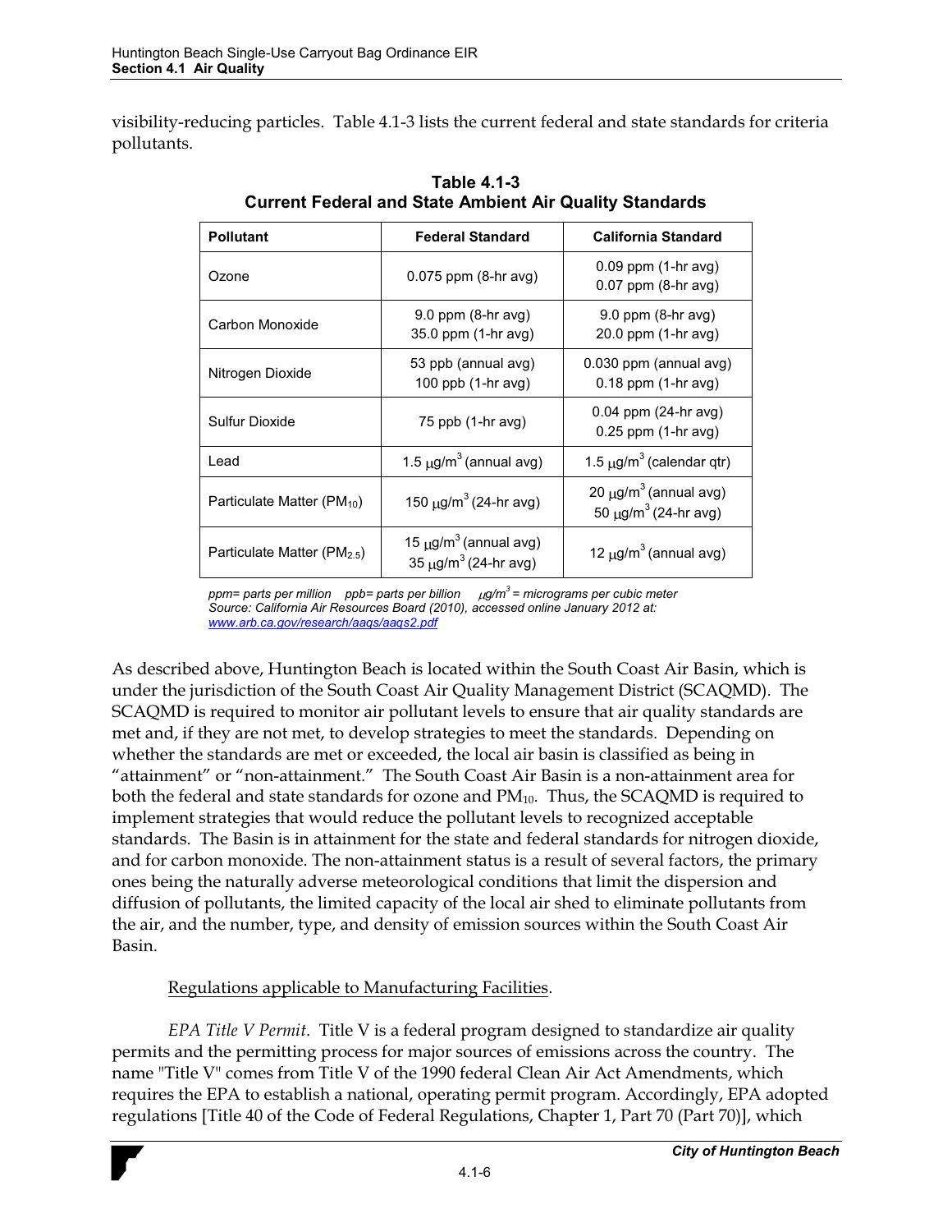visibility-reducing particles. Table 4.1-3 lists the current federal and state standards for criteria pollutants.

**Table 4.1-3**
**Current Federal and State Ambient Air Quality Standards**

| Pollutant | Federal Standard | California Standard |
|---|---|---|
| Ozone | 0.075 ppm (8-hr avg) | 0.09 ppm (1-hr avg)<br>0.07 ppm (8-hr avg) |
| Carbon Monoxide | 9.0 ppm (8-hr avg)<br>35.0 ppm (1-hr avg) | 9.0 ppm (8-hr avg)<br>20.0 ppm (1-hr avg) |
| Nitrogen Dioxide | 53 ppb (annual avg)<br>100 ppb (1-hr avg) | 0.030 ppm (annual avg)<br>0.18 ppm (1-hr avg) |
| Sulfur Dioxide | 75 ppb (1-hr avg) | 0.04 ppm (24-hr avg)<br>0.25 ppm (1-hr avg) |
| Lead | 1.5 $\mu g/m^3$ (annual avg) | 1.5 $\mu g/m^3$ (calendar qtr) |
| Particulate Matter ($PM_{10}$) | 150 $\mu g/m^3$ (24-hr avg) | 20 $\mu g/m^3$ (annual avg)<br>50 $\mu g/m^3$ (24-hr avg) |
| Particulate Matter ($PM_{2.5}$) | 15 $\mu g/m^3$ (annual avg)<br>35 $\mu g/m^3$ (24-hr avg) | 12 $\mu g/m^3$ (annual avg) |

*ppm= parts per million ppb= parts per billion $\mu g/m^3$ = micrograms per cubic meter*
*Source: California Air Resources Board (2010), accessed online January 2012 at: www.arb.ca.gov/research/aaqs/aaqs2.pdf*

As described above, Huntington Beach is located within the South Coast Air Basin, which is under the jurisdiction of the South Coast Air Quality Management District (SCAQMD). The SCAQMD is required to monitor air pollutant levels to ensure that air quality standards are met and, if they are not met, to develop strategies to meet the standards. Depending on whether the standards are met or exceeded, the local air basin is classified as being in "attainment" or "non-attainment." The South Coast Air Basin is a non-attainment area for both the federal and state standards for ozone and $PM_{10}$. Thus, the SCAQMD is required to implement strategies that would reduce the pollutant levels to recognized acceptable standards. The Basin is in attainment for the state and federal standards for nitrogen dioxide, and for carbon monoxide. The non-attainment status is a result of several factors, the primary ones being the naturally adverse meteorological conditions that limit the dispersion and diffusion of pollutants, the limited capacity of the local air shed to eliminate pollutants from the air, and the number, type, and density of emission sources within the South Coast Air Basin.

Regulations applicable to Manufacturing Facilities.

*EPA Title V Permit*. Title V is a federal program designed to standardize air quality permits and the permitting process for major sources of emissions across the country. The name "Title V" comes from Title V of the 1990 federal Clean Air Act Amendments, which requires the EPA to establish a national, operating permit program. Accordingly, EPA adopted regulations [Title 40 of the Code of Federal Regulations, Chapter 1, Part 70 (Part 70)], which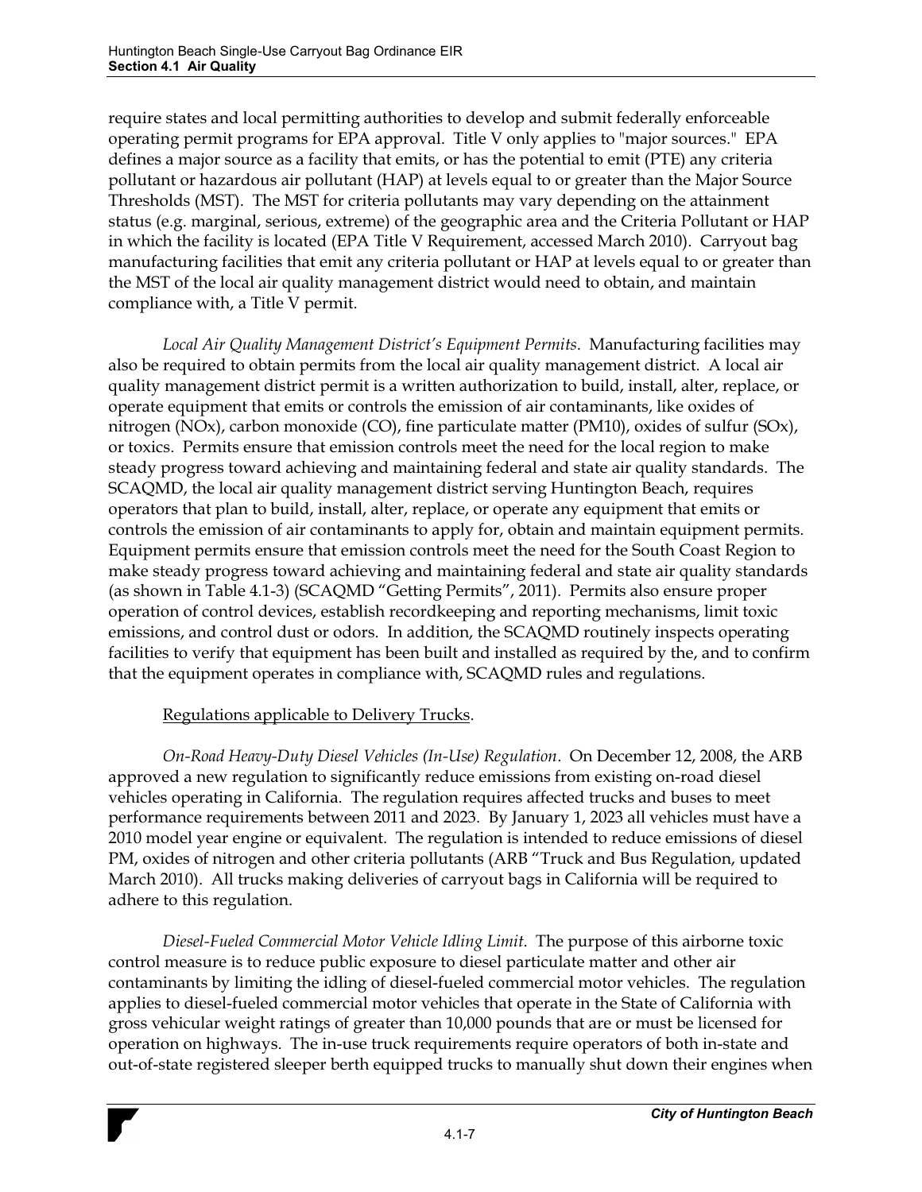require states and local permitting authorities to develop and submit federally enforceable operating permit programs for EPA approval. Title V only applies to "major sources." EPA defines a major source as a facility that emits, or has the potential to emit (PTE) any criteria pollutant or hazardous air pollutant (HAP) at levels equal to or greater than the Major Source Thresholds (MST). The MST for criteria pollutants may vary depending on the attainment status (e.g. marginal, serious, extreme) of the geographic area and the Criteria Pollutant or HAP in which the facility is located (EPA Title V Requirement, accessed March 2010). Carryout bag manufacturing facilities that emit any criteria pollutant or HAP at levels equal to or greater than the MST of the local air quality management district would need to obtain, and maintain compliance with, a Title V permit.

*Local Air Quality Management District's Equipment Permits*. Manufacturing facilities may also be required to obtain permits from the local air quality management district. A local air quality management district permit is a written authorization to build, install, alter, replace, or operate equipment that emits or controls the emission of air contaminants, like oxides of nitrogen (NOx), carbon monoxide (CO), fine particulate matter (PM10), oxides of sulfur (SOx), or toxics. Permits ensure that emission controls meet the need for the local region to make steady progress toward achieving and maintaining federal and state air quality standards. The SCAQMD, the local air quality management district serving Huntington Beach, requires operators that plan to build, install, alter, replace, or operate any equipment that emits or controls the emission of air contaminants to apply for, obtain and maintain equipment permits. Equipment permits ensure that emission controls meet the need for the South Coast Region to make steady progress toward achieving and maintaining federal and state air quality standards (as shown in Table 4.1-3) (SCAQMD "Getting Permits", 2011). Permits also ensure proper operation of control devices, establish recordkeeping and reporting mechanisms, limit toxic emissions, and control dust or odors. In addition, the SCAQMD routinely inspects operating facilities to verify that equipment has been built and installed as required by the, and to confirm that the equipment operates in compliance with, SCAQMD rules and regulations.

<u>Regulations applicable to Delivery Trucks</u>.

*On-Road Heavy-Duty Diesel Vehicles (In-Use) Regulation*. On December 12, 2008, the ARB approved a new regulation to significantly reduce emissions from existing on-road diesel vehicles operating in California. The regulation requires affected trucks and buses to meet performance requirements between 2011 and 2023. By January 1, 2023 all vehicles must have a 2010 model year engine or equivalent. The regulation is intended to reduce emissions of diesel PM, oxides of nitrogen and other criteria pollutants (ARB "Truck and Bus Regulation, updated March 2010). All trucks making deliveries of carryout bags in California will be required to adhere to this regulation.

*Diesel-Fueled Commercial Motor Vehicle Idling Limit*. The purpose of this airborne toxic control measure is to reduce public exposure to diesel particulate matter and other air contaminants by limiting the idling of diesel-fueled commercial motor vehicles. The regulation applies to diesel-fueled commercial motor vehicles that operate in the State of California with gross vehicular weight ratings of greater than 10,000 pounds that are or must be licensed for operation on highways. The in-use truck requirements require operators of both in-state and out-of-state registered sleeper berth equipped trucks to manually shut down their engines when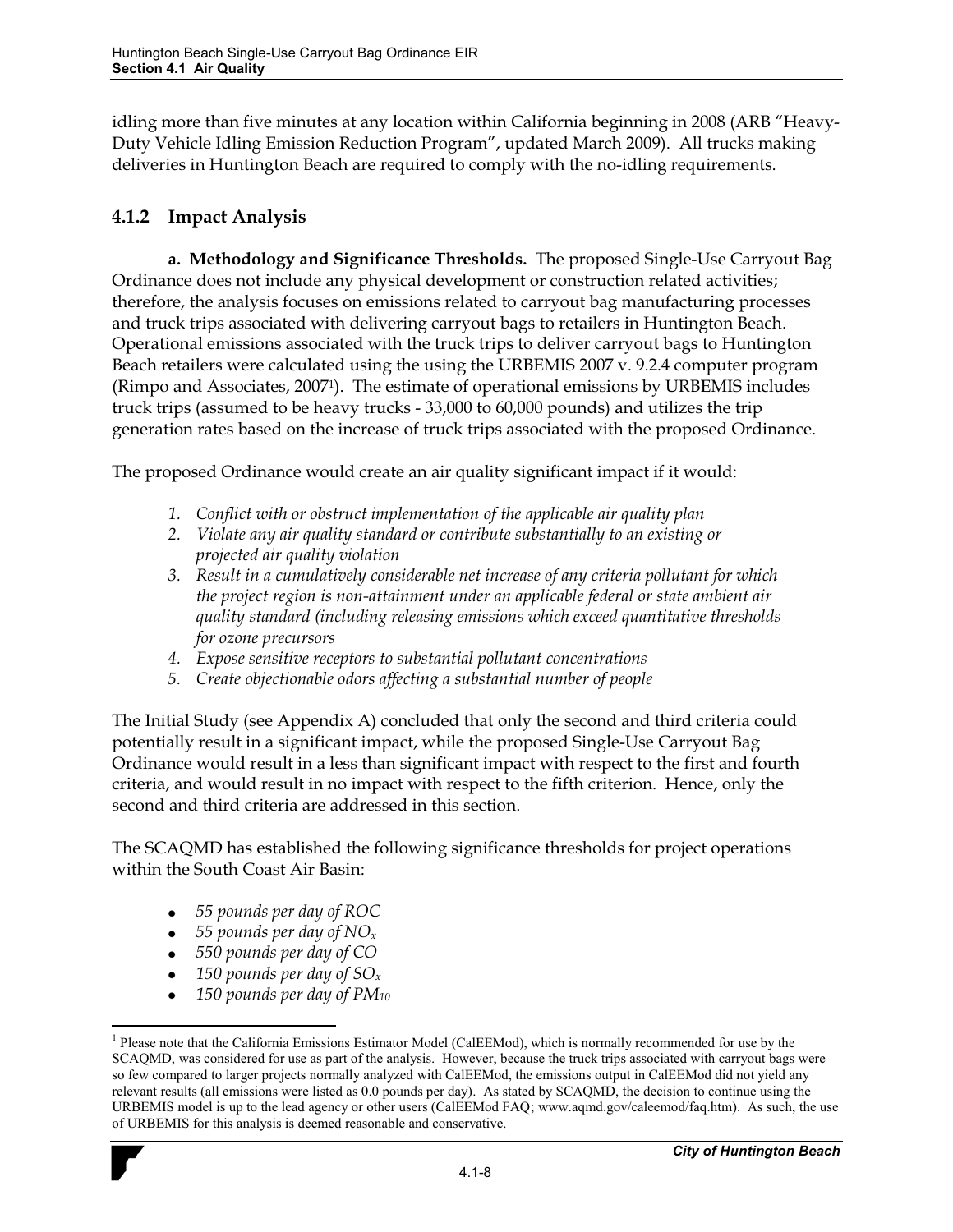idling more than five minutes at any location within California beginning in 2008 (ARB "Heavy-Duty Vehicle Idling Emission Reduction Program", updated March 2009). All trucks making deliveries in Huntington Beach are required to comply with the no-idling requirements.

### 4.1.2 Impact Analysis

**a. Methodology and Significance Thresholds.** The proposed Single-Use Carryout Bag Ordinance does not include any physical development or construction related activities; therefore, the analysis focuses on emissions related to carryout bag manufacturing processes and truck trips associated with delivering carryout bags to retailers in Huntington Beach. Operational emissions associated with the truck trips to deliver carryout bags to Huntington Beach retailers were calculated using the using the URBEMIS 2007 v. 9.2.4 computer program (Rimpo and Associates, 2007[1]). The estimate of operational emissions by URBEMIS includes truck trips (assumed to be heavy trucks - 33,000 to 60,000 pounds) and utilizes the trip generation rates based on the increase of truck trips associated with the proposed Ordinance.

The proposed Ordinance would create an air quality significant impact if it would:

1. *Conflict with or obstruct implementation of the applicable air quality plan*
2. *Violate any air quality standard or contribute substantially to an existing or projected air quality violation*
3. *Result in a cumulatively considerable net increase of any criteria pollutant for which the project region is non-attainment under an applicable federal or state ambient air quality standard (including releasing emissions which exceed quantitative thresholds for ozone precursors*
4. *Expose sensitive receptors to substantial pollutant concentrations*
5. *Create objectionable odors affecting a substantial number of people*

The Initial Study (see Appendix A) concluded that only the second and third criteria could potentially result in a significant impact, while the proposed Single-Use Carryout Bag Ordinance would result in a less than significant impact with respect to the first and fourth criteria, and would result in no impact with respect to the fifth criterion. Hence, only the second and third criteria are addressed in this section.

The SCAQMD has established the following significance thresholds for project operations within the South Coast Air Basin:

- *55 pounds per day of ROC*
- *55 pounds per day of $NO_x$*
- *550 pounds per day of CO*
- *150 pounds per day of $SO_x$*
- *150 pounds per day of $PM_{10}$*

---

[1] Please note that the California Emissions Estimator Model (CalEEMod), which is normally recommended for use by the SCAQMD, was considered for use as part of the analysis. However, because the truck trips associated with carryout bags were so few compared to larger projects normally analyzed with CalEEMod, the emissions output in CalEEMod did not yield any relevant results (all emissions were listed as 0.0 pounds per day). As stated by SCAQMD, the decision to continue using the URBEMIS model is up to the lead agency or other users (CalEEMod FAQ; www.aqmd.gov/caleemod/faq.htm). As such, the use of URBEMIS for this analysis is deemed reasonable and conservative.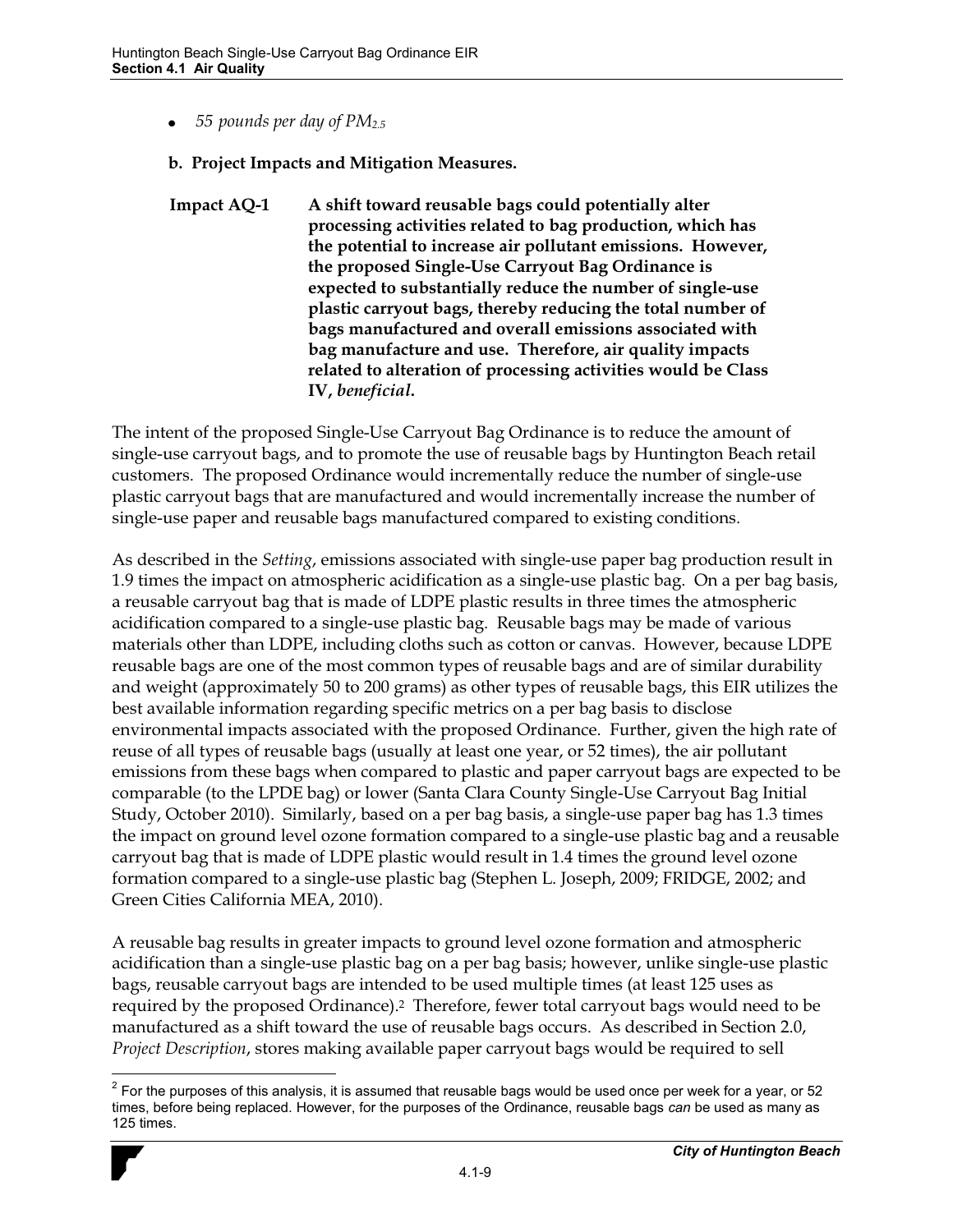- *55 pounds per day of $PM_{2.5}$*

**b. Project Impacts and Mitigation Measures.**

**Impact AQ-1 A shift toward reusable bags could potentially alter processing activities related to bag production, which has the potential to increase air pollutant emissions. However, the proposed Single-Use Carryout Bag Ordinance is expected to substantially reduce the number of single-use plastic carryout bags, thereby reducing the total number of bags manufactured and overall emissions associated with bag manufacture and use. Therefore, air quality impacts related to alteration of processing activities would be Class IV, *beneficial*.**

The intent of the proposed Single-Use Carryout Bag Ordinance is to reduce the amount of single-use carryout bags, and to promote the use of reusable bags by Huntington Beach retail customers. The proposed Ordinance would incrementally reduce the number of single-use plastic carryout bags that are manufactured and would incrementally increase the number of single-use paper and reusable bags manufactured compared to existing conditions.

As described in the *Setting*, emissions associated with single-use paper bag production result in 1.9 times the impact on atmospheric acidification as a single-use plastic bag. On a per bag basis, a reusable carryout bag that is made of LDPE plastic results in three times the atmospheric acidification compared to a single-use plastic bag. Reusable bags may be made of various materials other than LDPE, including cloths such as cotton or canvas. However, because LDPE reusable bags are one of the most common types of reusable bags and are of similar durability and weight (approximately 50 to 200 grams) as other types of reusable bags, this EIR utilizes the best available information regarding specific metrics on a per bag basis to disclose environmental impacts associated with the proposed Ordinance. Further, given the high rate of reuse of all types of reusable bags (usually at least one year, or 52 times), the air pollutant emissions from these bags when compared to plastic and paper carryout bags are expected to be comparable (to the LPDE bag) or lower (Santa Clara County Single-Use Carryout Bag Initial Study, October 2010). Similarly, based on a per bag basis, a single-use paper bag has 1.3 times the impact on ground level ozone formation compared to a single-use plastic bag and a reusable carryout bag that is made of LDPE plastic would result in 1.4 times the ground level ozone formation compared to a single-use plastic bag (Stephen L. Joseph, 2009; FRIDGE, 2002; and Green Cities California MEA, 2010).

A reusable bag results in greater impacts to ground level ozone formation and atmospheric acidification than a single-use plastic bag on a per bag basis; however, unlike single-use plastic bags, reusable carryout bags are intended to be used multiple times (at least 125 uses as required by the proposed Ordinance).[2] Therefore, fewer total carryout bags would need to be manufactured as a shift toward the use of reusable bags occurs. As described in Section 2.0, *Project Description*, stores making available paper carryout bags would be required to sell

[2] For the purposes of this analysis, it is assumed that reusable bags would be used once per week for a year, or 52 times, before being replaced. However, for the purposes of the Ordinance, reusable bags *can* be used as many as 125 times.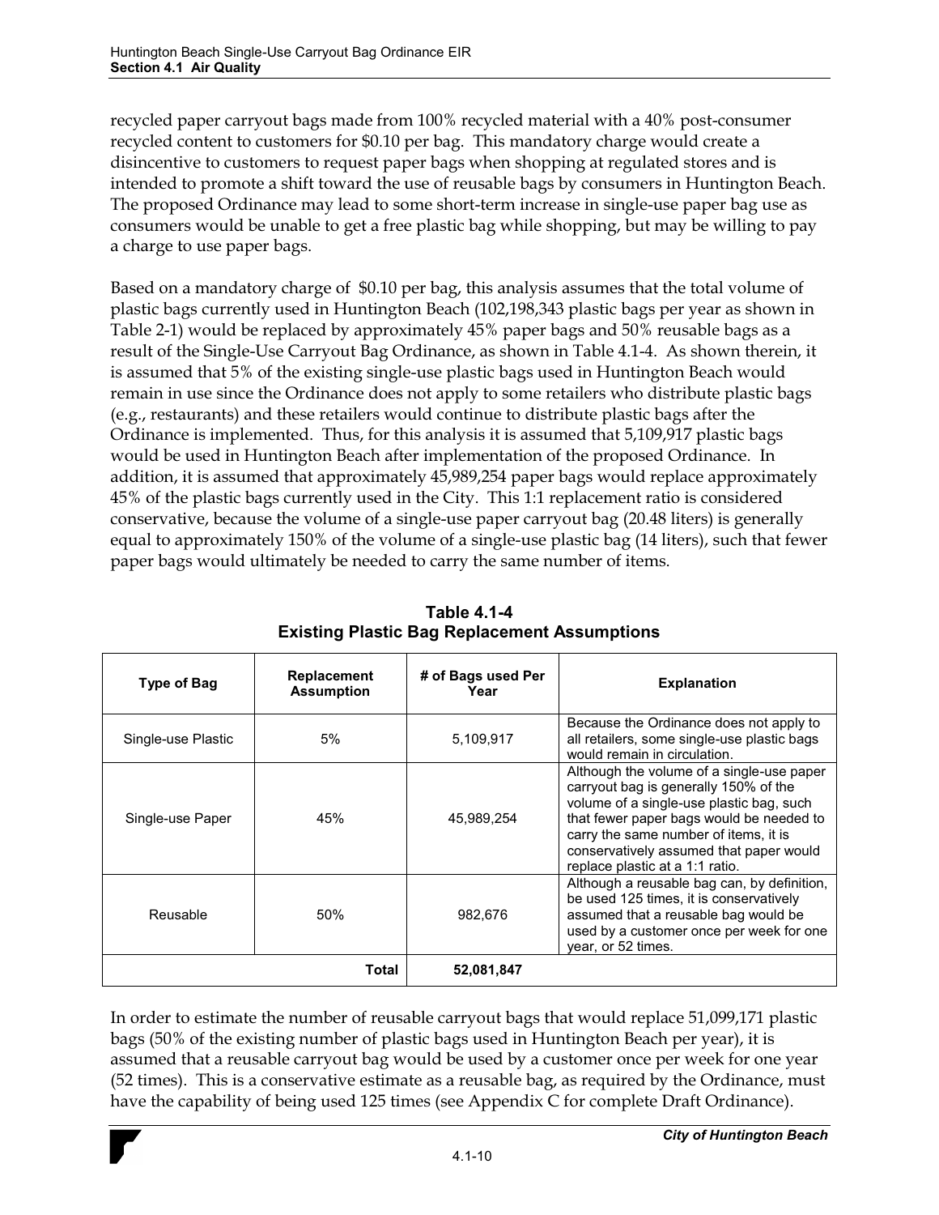recycled paper carryout bags made from 100% recycled material with a 40% post-consumer recycled content to customers for $0.10 per bag. This mandatory charge would create a disincentive to customers to request paper bags when shopping at regulated stores and is intended to promote a shift toward the use of reusable bags by consumers in Huntington Beach. The proposed Ordinance may lead to some short-term increase in single-use paper bag use as consumers would be unable to get a free plastic bag while shopping, but may be willing to pay a charge to use paper bags.

Based on a mandatory charge of $0.10 per bag, this analysis assumes that the total volume of plastic bags currently used in Huntington Beach (102,198,343 plastic bags per year as shown in Table 2-1) would be replaced by approximately 45% paper bags and 50% reusable bags as a result of the Single-Use Carryout Bag Ordinance, as shown in Table 4.1-4. As shown therein, it is assumed that 5% of the existing single-use plastic bags used in Huntington Beach would remain in use since the Ordinance does not apply to some retailers who distribute plastic bags (e.g., restaurants) and these retailers would continue to distribute plastic bags after the Ordinance is implemented. Thus, for this analysis it is assumed that 5,109,917 plastic bags would be used in Huntington Beach after implementation of the proposed Ordinance. In addition, it is assumed that approximately 45,989,254 paper bags would replace approximately 45% of the plastic bags currently used in the City. This 1:1 replacement ratio is considered conservative, because the volume of a single-use paper carryout bag (20.48 liters) is generally equal to approximately 150% of the volume of a single-use plastic bag (14 liters), such that fewer paper bags would ultimately be needed to carry the same number of items.

**Table 4.1-4**
**Existing Plastic Bag Replacement Assumptions**

| Type of Bag | Replacement Assumption | # of Bags used Per Year | Explanation |
|---|---|---|---|
| Single-use Plastic | 5% | 5,109,917 | Because the Ordinance does not apply to all retailers, some single-use plastic bags would remain in circulation. |
| Single-use Paper | 45% | 45,989,254 | Although the volume of a single-use paper carryout bag is generally 150% of the volume of a single-use plastic bag, such that fewer paper bags would be needed to carry the same number of items, it is conservatively assumed that paper would replace plastic at a 1:1 ratio. |
| Reusable | 50% | 982,676 | Although a reusable bag can, by definition, be used 125 times, it is conservatively assumed that a reusable bag would be used by a customer once per week for one year, or 52 times. |
| | **Total** | **52,081,847** | |

In order to estimate the number of reusable carryout bags that would replace 51,099,171 plastic bags (50% of the existing number of plastic bags used in Huntington Beach per year), it is assumed that a reusable carryout bag would be used by a customer once per week for one year (52 times). This is a conservative estimate as a reusable bag, as required by the Ordinance, must have the capability of being used 125 times (see Appendix C for complete Draft Ordinance).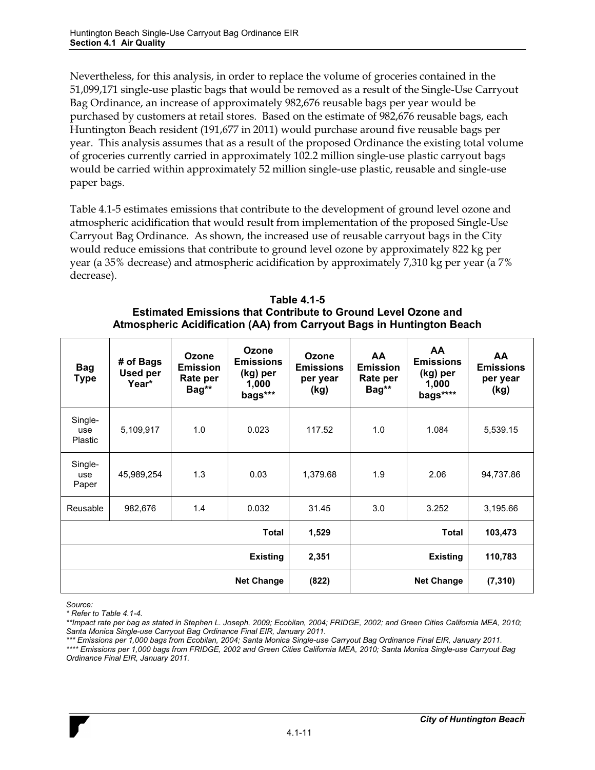Nevertheless, for this analysis, in order to replace the volume of groceries contained in the 51,099,171 single-use plastic bags that would be removed as a result of the Single-Use Carryout Bag Ordinance, an increase of approximately 982,676 reusable bags per year would be purchased by customers at retail stores. Based on the estimate of 982,676 reusable bags, each Huntington Beach resident (191,677 in 2011) would purchase around five reusable bags per year. This analysis assumes that as a result of the proposed Ordinance the existing total volume of groceries currently carried in approximately 102.2 million single-use plastic carryout bags would be carried within approximately 52 million single-use plastic, reusable and single-use paper bags.

Table 4.1-5 estimates emissions that contribute to the development of ground level ozone and atmospheric acidification that would result from implementation of the proposed Single-Use Carryout Bag Ordinance. As shown, the increased use of reusable carryout bags in the City would reduce emissions that contribute to ground level ozone by approximately 822 kg per year (a 35% decrease) and atmospheric acidification by approximately 7,310 kg per year (a 7% decrease).

**Table 4.1-5**
**Estimated Emissions that Contribute to Ground Level Ozone and Atmospheric Acidification (AA) from Carryout Bags in Huntington Beach**

| Bag Type | # of Bags Used per Year* | Ozone Emission Rate per Bag** | Ozone Emissions (kg) per 1,000 bags*** | Ozone Emissions per year (kg) | AA Emission Rate per Bag** | AA Emissions (kg) per 1,000 bags**** | AA Emissions per year (kg) |
|---|---|---|---|---|---|---|---|
| Single-use Plastic | 5,109,917 | 1.0 | 0.023 | 117.52 | 1.0 | 1.084 | 5,539.15 |
| Single-use Paper | 45,989,254 | 1.3 | 0.03 | 1,379.68 | 1.9 | 2.06 | 94,737.86 |
| Reusable | 982,676 | 1.4 | 0.032 | 31.45 | 3.0 | 3.252 | 3,195.66 |
| | | | **Total** | **1,529** | | **Total** | **103,473** |
| | | | **Existing** | **2,351** | | **Existing** | **110,783** |
| | | | **Net Change** | **(822)** | | **Net Change** | **(7,310)** |

*Source:*
*\* Refer to Table 4.1-4.*
*\*\*Impact rate per bag as stated in Stephen L. Joseph, 2009; Ecobilan, 2004; FRIDGE, 2002; and Green Cities California MEA, 2010; Santa Monica Single-use Carryout Bag Ordinance Final EIR, January 2011.*
*\*\*\* Emissions per 1,000 bags from Ecobilan, 2004; Santa Monica Single-use Carryout Bag Ordinance Final EIR, January 2011.*
*\*\*\*\* Emissions per 1,000 bags from FRIDGE, 2002 and Green Cities California MEA, 2010; Santa Monica Single-use Carryout Bag Ordinance Final EIR, January 2011.*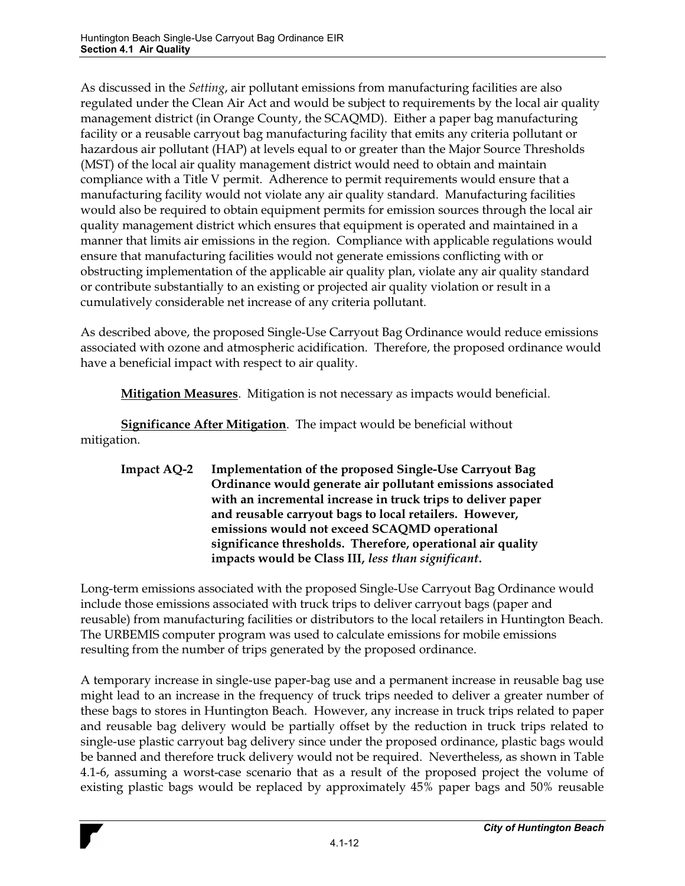As discussed in the *Setting*, air pollutant emissions from manufacturing facilities are also regulated under the Clean Air Act and would be subject to requirements by the local air quality management district (in Orange County, the SCAQMD). Either a paper bag manufacturing facility or a reusable carryout bag manufacturing facility that emits any criteria pollutant or hazardous air pollutant (HAP) at levels equal to or greater than the Major Source Thresholds (MST) of the local air quality management district would need to obtain and maintain compliance with a Title V permit. Adherence to permit requirements would ensure that a manufacturing facility would not violate any air quality standard. Manufacturing facilities would also be required to obtain equipment permits for emission sources through the local air quality management district which ensures that equipment is operated and maintained in a manner that limits air emissions in the region. Compliance with applicable regulations would ensure that manufacturing facilities would not generate emissions conflicting with or obstructing implementation of the applicable air quality plan, violate any air quality standard or contribute substantially to an existing or projected air quality violation or result in a cumulatively considerable net increase of any criteria pollutant.

As described above, the proposed Single-Use Carryout Bag Ordinance would reduce emissions associated with ozone and atmospheric acidification. Therefore, the proposed ordinance would have a beneficial impact with respect to air quality.

**Mitigation Measures**. Mitigation is not necessary as impacts would beneficial.

**Significance After Mitigation**. The impact would be beneficial without mitigation.

**Impact AQ-2 Implementation of the proposed Single-Use Carryout Bag Ordinance would generate air pollutant emissions associated with an incremental increase in truck trips to deliver paper and reusable carryout bags to local retailers. However, emissions would not exceed SCAQMD operational significance thresholds. Therefore, operational air quality impacts would be Class III, *less than significant*.**

Long-term emissions associated with the proposed Single-Use Carryout Bag Ordinance would include those emissions associated with truck trips to deliver carryout bags (paper and reusable) from manufacturing facilities or distributors to the local retailers in Huntington Beach. The URBEMIS computer program was used to calculate emissions for mobile emissions resulting from the number of trips generated by the proposed ordinance.

A temporary increase in single-use paper-bag use and a permanent increase in reusable bag use might lead to an increase in the frequency of truck trips needed to deliver a greater number of these bags to stores in Huntington Beach. However, any increase in truck trips related to paper and reusable bag delivery would be partially offset by the reduction in truck trips related to single-use plastic carryout bag delivery since under the proposed ordinance, plastic bags would be banned and therefore truck delivery would not be required. Nevertheless, as shown in Table 4.1-6, assuming a worst-case scenario that as a result of the proposed project the volume of existing plastic bags would be replaced by approximately 45% paper bags and 50% reusable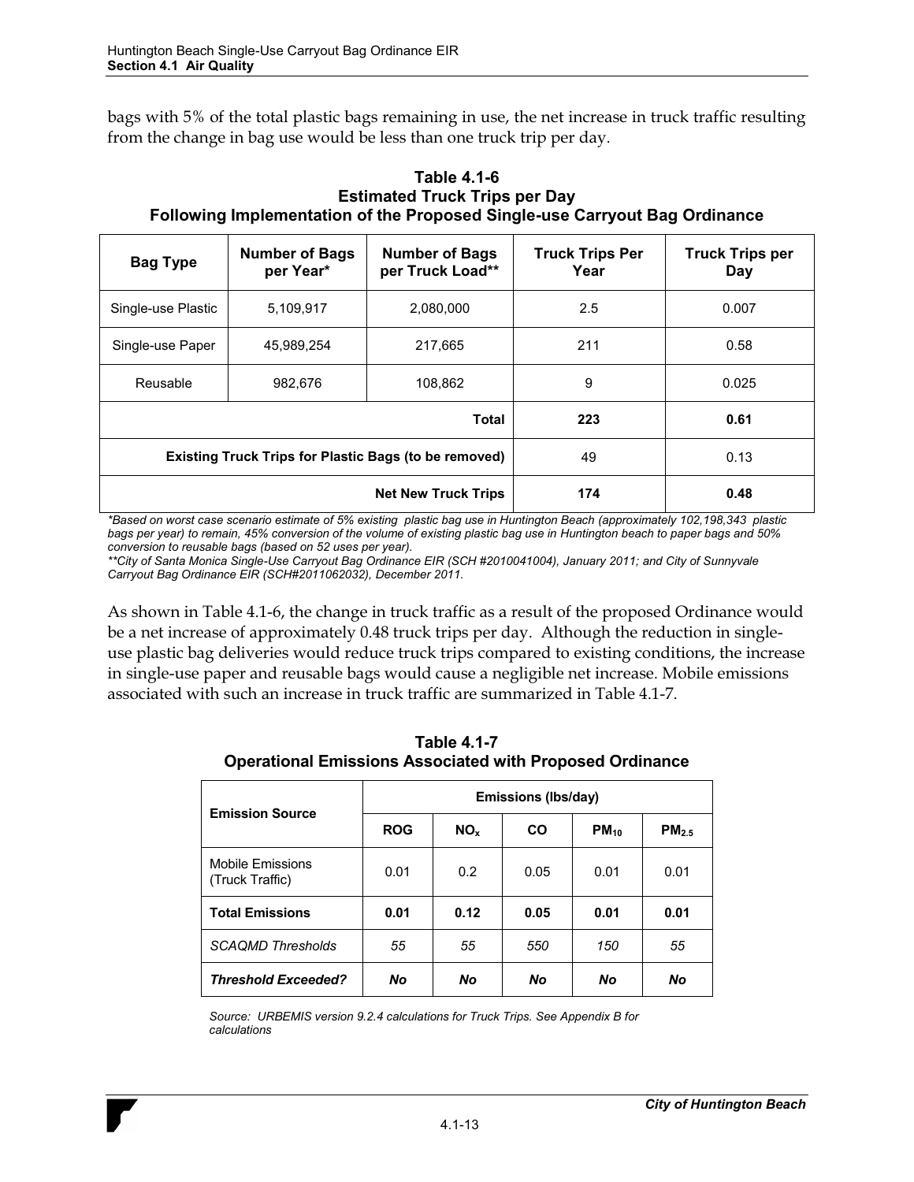bags with 5% of the total plastic bags remaining in use, the net increase in truck traffic resulting from the change in bag use would be less than one truck trip per day.

**Table 4.1-6**
**Estimated Truck Trips per Day**
**Following Implementation of the Proposed Single-use Carryout Bag Ordinance**

| Bag Type | Number of Bags per Year* | Number of Bags per Truck Load** | Truck Trips Per Year | Truck Trips per Day |
|---|---|---|---|---|
| Single-use Plastic | 5,109,917 | 2,080,000 | 2.5 | 0.007 |
| Single-use Paper | 45,989,254 | 217,665 | 211 | 0.58 |
| Reusable | 982,676 | 108,862 | 9 | 0.025 |
| | | **Total** | **223** | **0.61** |
| | | **Existing Truck Trips for Plastic Bags (to be removed)** | 49 | 0.13 |
| | | **Net New Truck Trips** | **174** | **0.48** |

*\*Based on worst case scenario estimate of 5% existing plastic bag use in Huntington Beach (approximately 102,198,343 plastic bags per year) to remain, 45% conversion of the volume of existing plastic bag use in Huntington beach to paper bags and 50% conversion to reusable bags (based on 52 uses per year).*
*\*\*City of Santa Monica Single-Use Carryout Bag Ordinance EIR (SCH #2010041004), January 2011; and City of Sunnyvale Carryout Bag Ordinance EIR (SCH#2011062032), December 2011.*

As shown in Table 4.1-6, the change in truck traffic as a result of the proposed Ordinance would be a net increase of approximately 0.48 truck trips per day. Although the reduction in single-use plastic bag deliveries would reduce truck trips compared to existing conditions, the increase in single-use paper and reusable bags would cause a negligible net increase. Mobile emissions associated with such an increase in truck traffic are summarized in Table 4.1-7.

**Table 4.1-7**
**Operational Emissions Associated with Proposed Ordinance**

| Emission Source | Emissions (lbs/day) | | | | |
|---|---|---|---|---|---|
| | **ROG** | **$NO_x$** | **CO** | **$PM_{10}$** | **$PM_{2.5}$** |
| Mobile Emissions (Truck Traffic) | 0.01 | 0.2 | 0.05 | 0.01 | 0.01 |
| **Total Emissions** | **0.01** | **0.12** | **0.05** | **0.01** | **0.01** |
| *SCAQMD Thresholds* | *55* | *55* | *550* | *150* | *55* |
| ***Threshold Exceeded?*** | ***No*** | ***No*** | ***No*** | ***No*** | ***No*** |

*Source: URBEMIS version 9.2.4 calculations for Truck Trips. See Appendix B for calculations*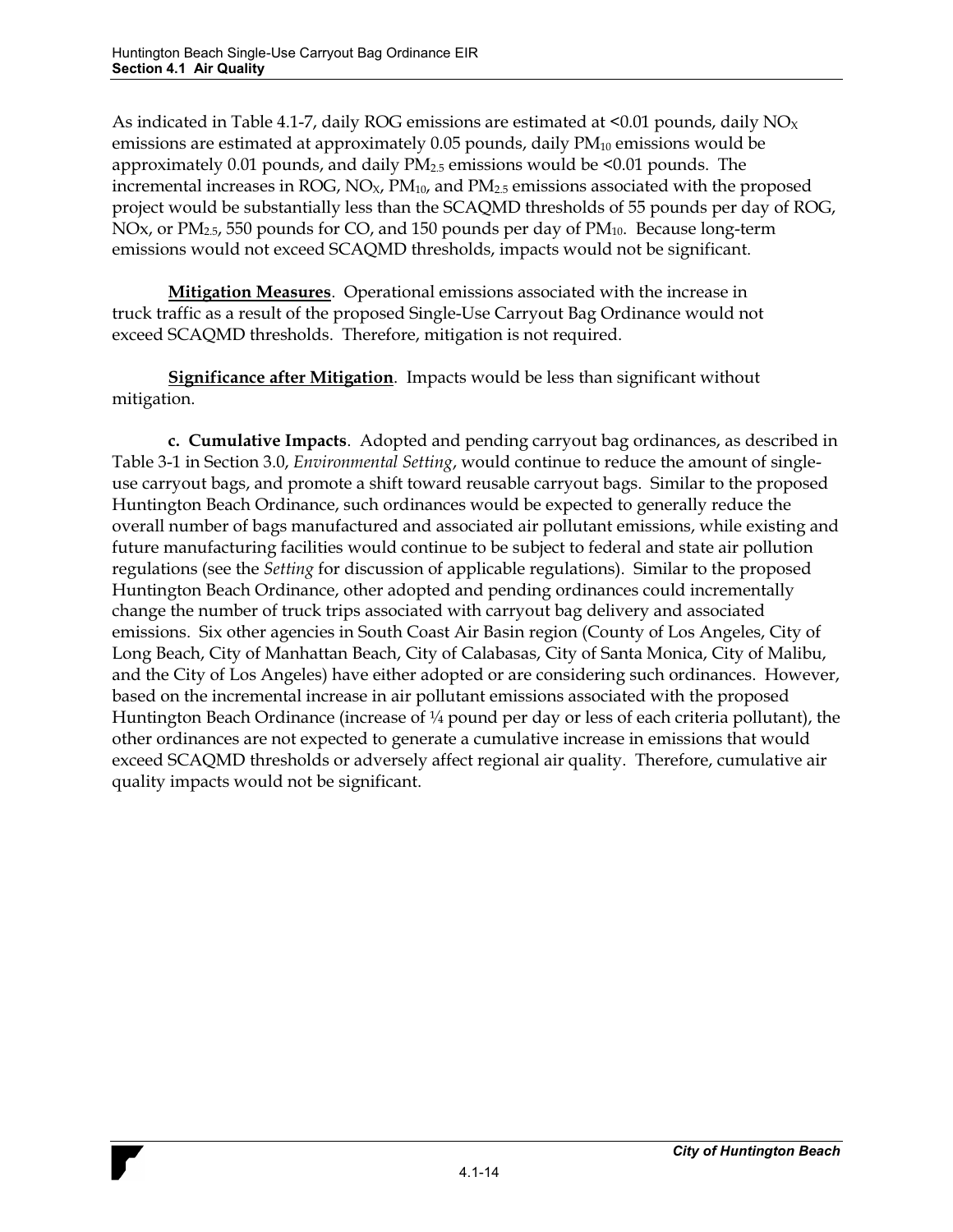As indicated in Table 4.1-7, daily ROG emissions are estimated at <0.01 pounds, daily $NO_X$ emissions are estimated at approximately 0.05 pounds, daily $PM_{10}$ emissions would be approximately 0.01 pounds, and daily $PM_{2.5}$ emissions would be <0.01 pounds. The incremental increases in ROG, $NO_X$, $PM_{10}$, and $PM_{2.5}$ emissions associated with the proposed project would be substantially less than the SCAQMD thresholds of 55 pounds per day of ROG, NOx, or $PM_{2.5}$, 550 pounds for CO, and 150 pounds per day of $PM_{10}$. Because long-term emissions would not exceed SCAQMD thresholds, impacts would not be significant.

**Mitigation Measures**. Operational emissions associated with the increase in truck traffic as a result of the proposed Single-Use Carryout Bag Ordinance would not exceed SCAQMD thresholds. Therefore, mitigation is not required.

**Significance after Mitigation**. Impacts would be less than significant without mitigation.

**c. Cumulative Impacts**. Adopted and pending carryout bag ordinances, as described in Table 3-1 in Section 3.0, *Environmental Setting*, would continue to reduce the amount of single-use carryout bags, and promote a shift toward reusable carryout bags. Similar to the proposed Huntington Beach Ordinance, such ordinances would be expected to generally reduce the overall number of bags manufactured and associated air pollutant emissions, while existing and future manufacturing facilities would continue to be subject to federal and state air pollution regulations (see the *Setting* for discussion of applicable regulations). Similar to the proposed Huntington Beach Ordinance, other adopted and pending ordinances could incrementally change the number of truck trips associated with carryout bag delivery and associated emissions. Six other agencies in South Coast Air Basin region (County of Los Angeles, City of Long Beach, City of Manhattan Beach, City of Calabasas, City of Santa Monica, City of Malibu, and the City of Los Angeles) have either adopted or are considering such ordinances. However, based on the incremental increase in air pollutant emissions associated with the proposed Huntington Beach Ordinance (increase of ¼ pound per day or less of each criteria pollutant), the other ordinances are not expected to generate a cumulative increase in emissions that would exceed SCAQMD thresholds or adversely affect regional air quality. Therefore, cumulative air quality impacts would not be significant.